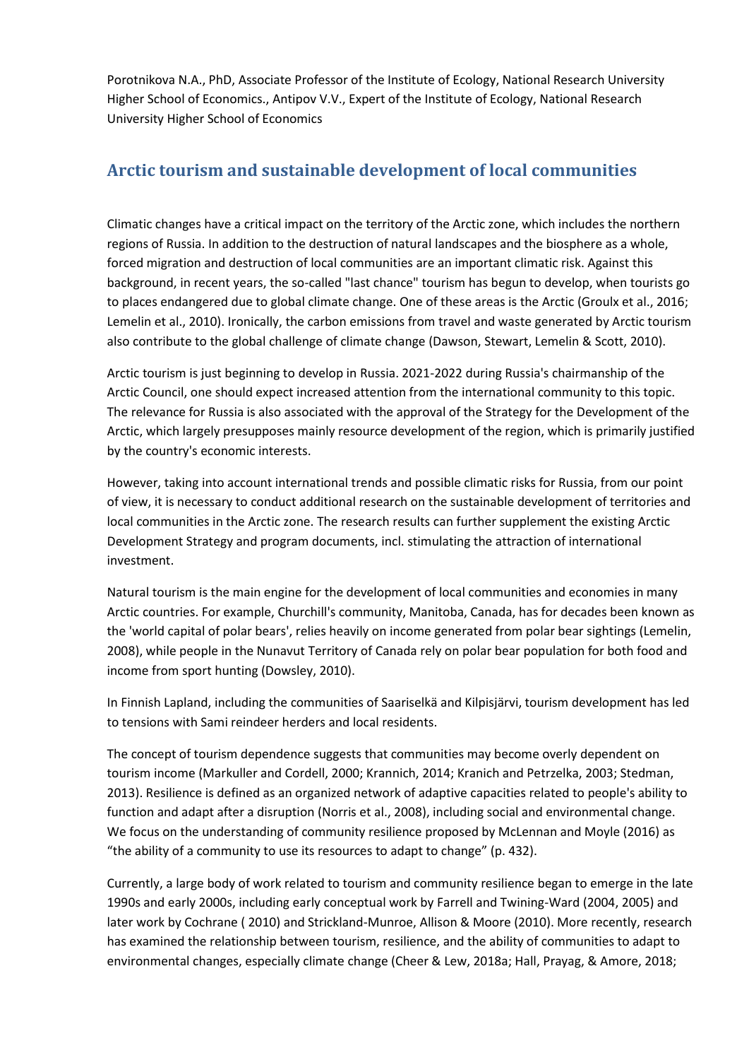Porotnikova N.A., PhD, Associate Professor of the Institute of Ecology, National Research University Higher School of Economics., Antipov V.V., Expert of the Institute of Ecology, National Research University Higher School of Economics

## Arctic tourism and sustainable development of local communities

Climatic changes have a critical impact on the territory of the Arctic zone, which includes the northern regions of Russia. In addition to the destruction of natural landscapes and the biosphere as a whole, forced migration and destruction of local communities are an important climatic risk. Against this background, in recent years, the so-called "last chance" tourism has begun to develop, when tourists go to places endangered due to global climate change. One of these areas is the Arctic (Groulx et al., 2016; Lemelin et al., 2010). Ironically, the carbon emissions from travel and waste generated by Arctic tourism also contribute to the global challenge of climate change (Dawson, Stewart, Lemelin & Scott, 2010).

Arctic tourism is just beginning to develop in Russia. 2021-2022 during Russia's chairmanship of the Arctic Council, one should expect increased attention from the international community to this topic. The relevance for Russia is also associated with the approval of the Strategy for the Development of the Arctic, which largely presupposes mainly resource development of the region, which is primarily justified by the country's economic interests.

However, taking into account international trends and possible climatic risks for Russia, from our point of view, it is necessary to conduct additional research on the sustainable development of territories and local communities in the Arctic zone. The research results can further supplement the existing Arctic Development Strategy and program documents, incl. stimulating the attraction of international investment.

Natural tourism is the main engine for the development of local communities and economies in many Arctic countries. For example, Churchill's community, Manitoba, Canada, has for decades been known as the 'world capital of polar bears', relies heavily on income generated from polar bear sightings (Lemelin, 2008), while people in the Nunavut Territory of Canada rely on polar bear population for both food and income from sport hunting (Dowsley, 2010).

In Finnish Lapland, including the communities of Saariselkä and Kilpisjärvi, tourism development has led to tensions with Sami reindeer herders and local residents.

The concept of tourism dependence suggests that communities may become overly dependent on tourism income (Markuller and Cordell, 2000; Krannich, 2014; Kranich and Petrzelka, 2003; Stedman, 2013). Resilience is defined as an organized network of adaptive capacities related to people's ability to function and adapt after a disruption (Norris et al., 2008), including social and environmental change. We focus on the understanding of community resilience proposed by McLennan and Moyle (2016) as "the ability of a community to use its resources to adapt to change" (p. 432).

Currently, a large body of work related to tourism and community resilience began to emerge in the late 1990s and early 2000s, including early conceptual work by Farrell and Twining-Ward (2004, 2005) and later work by Cochrane ( 2010) and Strickland-Munroe, Allison & Moore (2010). More recently, research has examined the relationship between tourism, resilience, and the ability of communities to adapt to environmental changes, especially climate change (Cheer & Lew, 2018a; Hall, Prayag, & Amore, 2018;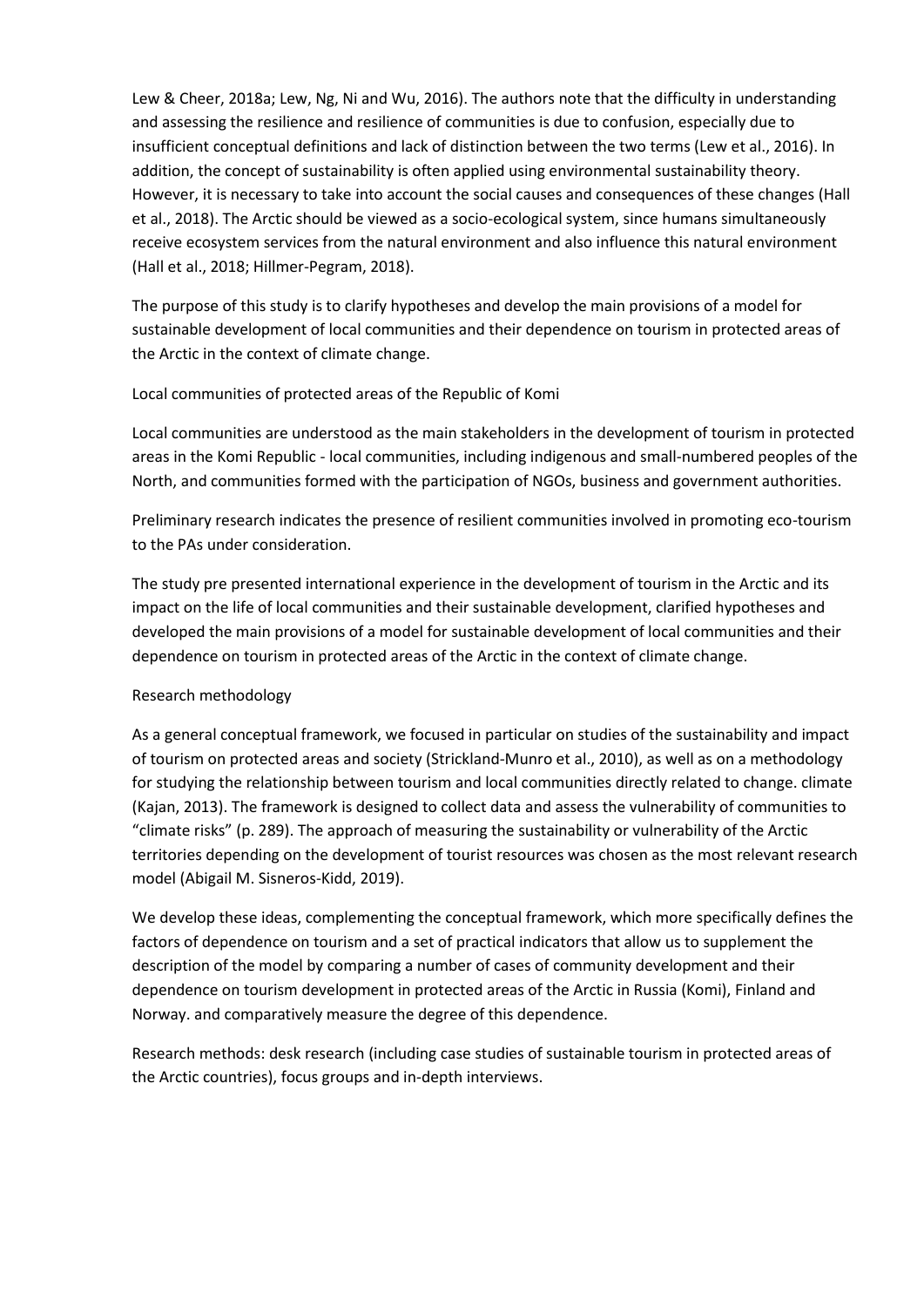Lew & Cheer, 2018a; Lew, Ng, Ni and Wu, 2016). The authors note that the difficulty in understanding and assessing the resilience and resilience of communities is due to confusion, especially due to insufficient conceptual definitions and lack of distinction between the two terms (Lew et al., 2016). In addition, the concept of sustainability is often applied using environmental sustainability theory. However, it is necessary to take into account the social causes and consequences of these changes (Hall et al., 2018). The Arctic should be viewed as a socio-ecological system, since humans simultaneously receive ecosystem services from the natural environment and also influence this natural environment (Hall et al., 2018; Hillmer-Pegram, 2018).

The purpose of this study is to clarify hypotheses and develop the main provisions of a model for sustainable development of local communities and their dependence on tourism in protected areas of the Arctic in the context of climate change.

## Local communities of protected areas of the Republic of Komi

Local communities are understood as the main stakeholders in the development of tourism in protected areas in the Komi Republic - local communities, including indigenous and small-numbered peoples of the North, and communities formed with the participation of NGOs, business and government authorities.

Preliminary research indicates the presence of resilient communities involved in promoting eco-tourism to the PAs under consideration.

The study pre presented international experience in the development of tourism in the Arctic and its impact on the life of local communities and their sustainable development, clarified hypotheses and developed the main provisions of a model for sustainable development of local communities and their dependence on tourism in protected areas of the Arctic in the context of climate change.

## Research methodology

As a general conceptual framework, we focused in particular on studies of the sustainability and impact of tourism on protected areas and society (Strickland-Munro et al., 2010), as well as on a methodology for studying the relationship between tourism and local communities directly related to change. climate (Kajan, 2013). The framework is designed to collect data and assess the vulnerability of communities to "climate risks" (p. 289). The approach of measuring the sustainability or vulnerability of the Arctic territories depending on the development of tourist resources was chosen as the most relevant research model (Abigail M. Sisneros-Kidd, 2019).

We develop these ideas, complementing the conceptual framework, which more specifically defines the factors of dependence on tourism and a set of practical indicators that allow us to supplement the description of the model by comparing a number of cases of community development and their dependence on tourism development in protected areas of the Arctic in Russia (Komi), Finland and Norway. and comparatively measure the degree of this dependence.

Research methods: desk research (including case studies of sustainable tourism in protected areas of the Arctic countries), focus groups and in-depth interviews.